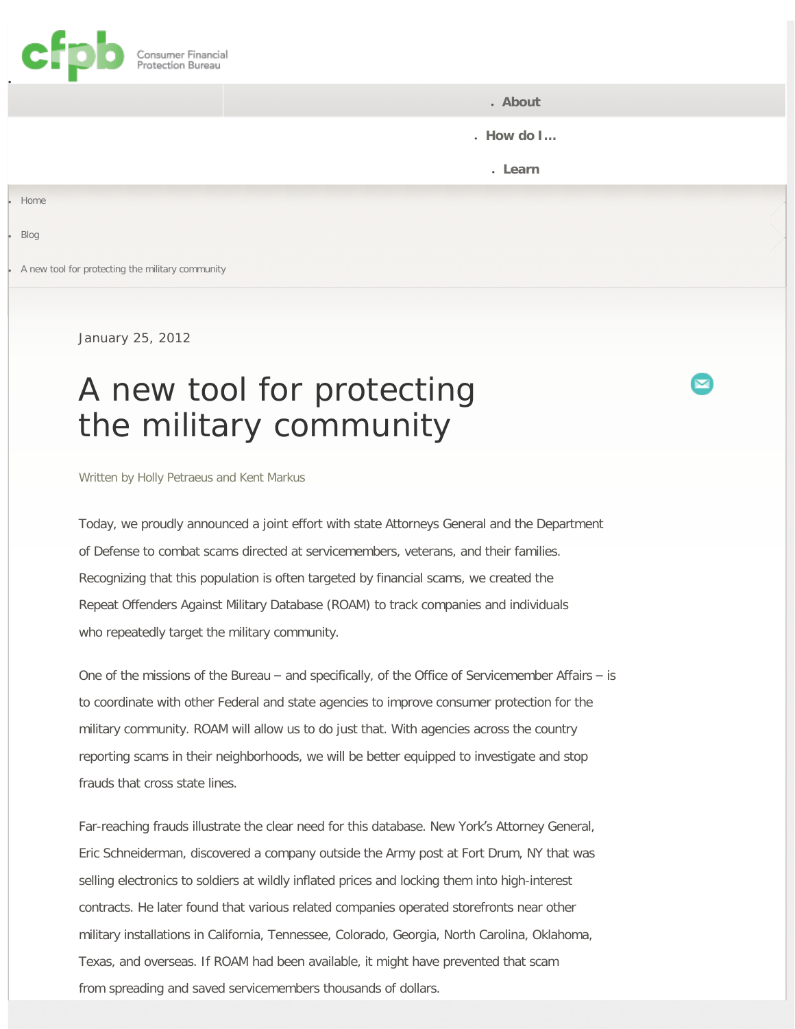- About
- How do I…
- Learn

- Home
- Blog
- A new tool for protecting the military community

January 25, 2012

# A new tool for protecting the military community

Written by Holly Petraeus and Kent Markus

Today, we proudly announced a joint effort with state Attorneys General and the Department of Defense to combat scams directed at servicemembers, veterans, and their families. Recognizing that this population is often targeted by financial scams, we created the Repeat Offenders Against Military Database (ROAM) to track companies and individuals who repeatedly target the military community.

One of the missions of the Bureau – and specifically, of the Office of Servicemember Affairs – is to coordinate with other Federal and state agencies to improve consumer protection for the military community. ROAM will allow us to do just that. With agencies across the country reporting scams in their neighborhoods, we will be better equipped to investigate and stop frauds that cross state lines.

Far-reaching frauds illustrate the clear need for this database. New York's Attorney General, Eric Schneiderman, discovered a company outside the Army post at Fort Drum, NY that was selling electronics to soldiers at wildly inflated prices and locking them into high-interest contracts. He later found that various related companies operated storefronts near other military installations in California, Tennessee, Colorado, Georgia, North Carolina, Oklahoma, Texas, and overseas. If ROAM had been available, it might have prevented that scam from spreading and saved servicemembers thousands of dollars.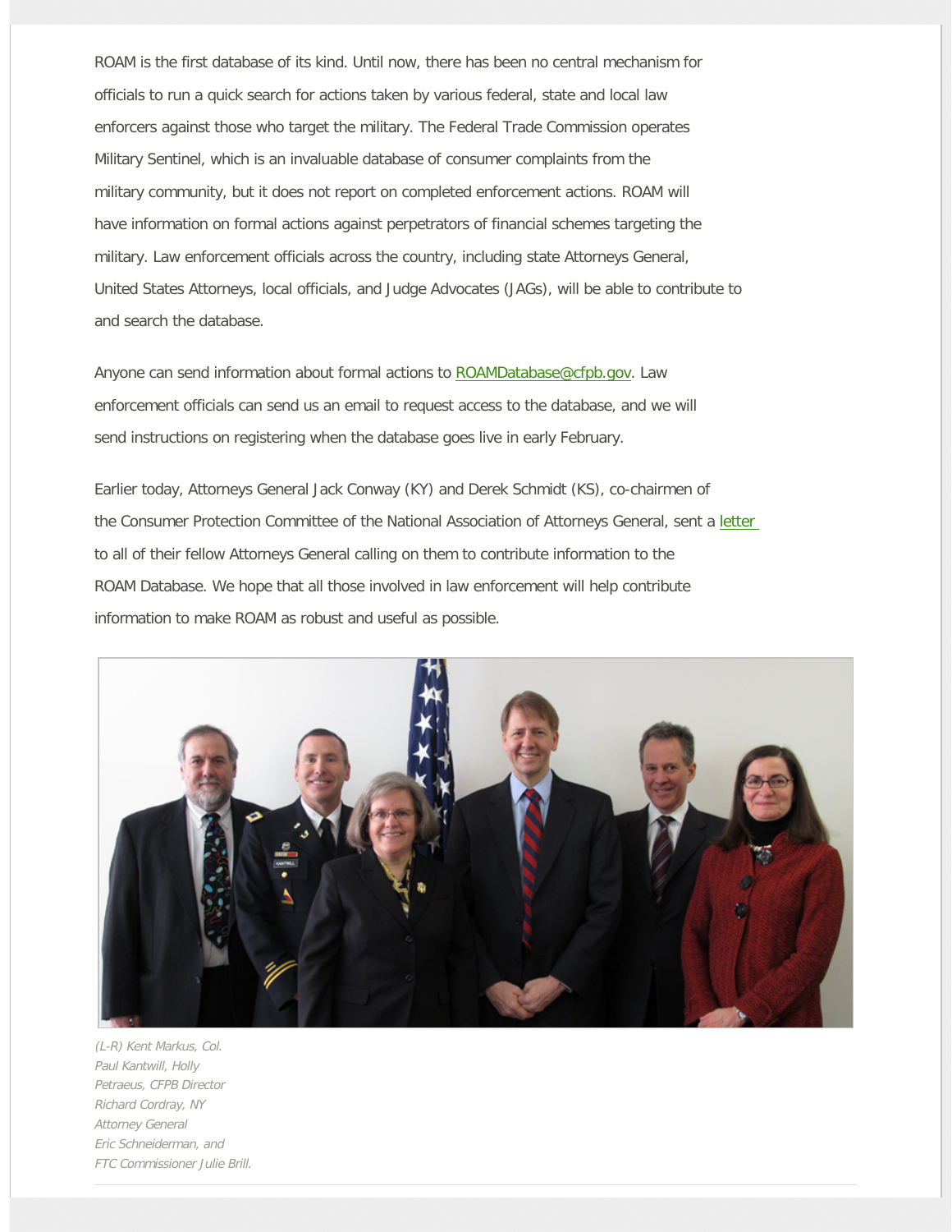ROAM is the first database of its kind. Until now, there has been no central mechanism for officials to run a quick search for actions taken by various federal, state and local law enforcers against those who target the military. The Federal Trade Commission operates Military Sentinel, which is an invaluable database of consumer complaints from the military community, but it does not report on completed enforcement actions. ROAM will have information on formal actions against perpetrators of financial schemes targeting the military. Law enforcement officials across the country, including state Attorneys General, United States Attorneys, local officials, and Judge Advocates (JAGs), will be able to contribute to and search the database.

Anyone can send information about formal actions to ROAMDatabase@cfpb.gov. Law enforcement officials can send us an email to request access to the database, and we will send instructions on registering when the database goes live in early February.

Earlier today, Attorneys General Jack Conway (KY) and Derek Schmidt (KS), co-chairmen of the Consumer Protection Committee of the National Association of Attorneys General, sent a letter to all of their fellow Attorneys General calling on them to contribute information to the ROAM Database. We hope that all those involved in law enforcement will help contribute information to make ROAM as robust and useful as possible.

*(L-R) Kent Markus, Col. Paul Kantwill, Holly Petraeus, CFPB Director Richard Cordray, NY Attorney General Eric Schneiderman, and FTC Commissioner Julie Brill.*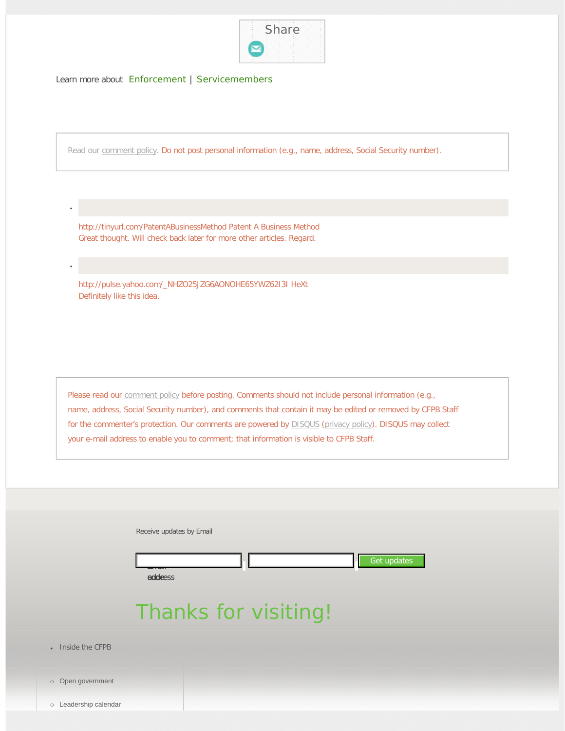Share

Learn more about Enforcement | Servicemembers

Read our comment policy. Do not post personal information (e.g., name, address, Social Security number).

- http://tinyurl.com/PatentABusinessMethod Patent A Business Method
  Great thought. Will check back later for more other articles. Regard.

- http://pulse.yahoo.com/_NHZO25JZG6AONOHE65YWZ62I3I HeXt
  Definitely like this idea.

Please read our comment policy before posting. Comments should not include personal information (e.g., name, address, Social Security number), and comments that contain it may be edited or removed by CFPB Staff for the commenter's protection. Our comments are powered by DISQUS (privacy policy). DISQUS may collect your e-mail address to enable you to comment; that information is visible to CFPB Staff.

Receive updates by Email

Email address

Get updates

## Thanks for visiting!

- Inside the CFPB
  - Open government
  - Leadership calendar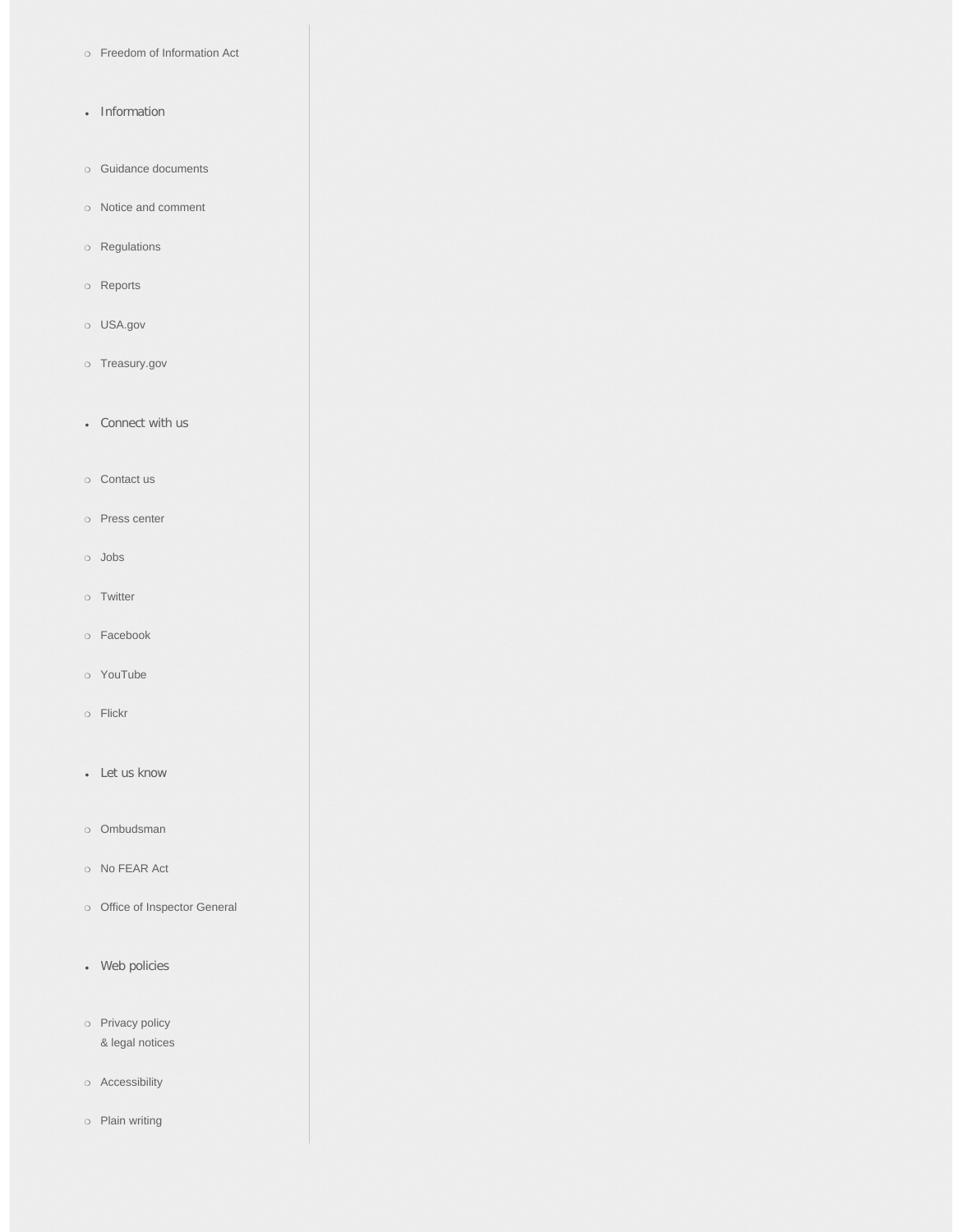- Freedom of Information Act

- Information
  - Guidance documents
  - Notice and comment
  - Regulations
  - Reports
  - USA.gov
  - Treasury.gov

- Connect with us
  - Contact us
  - Press center
  - Jobs
  - Twitter
  - Facebook
  - YouTube
  - Flickr

- Let us know
  - Ombudsman
  - No FEAR Act
  - Office of Inspector General

- Web policies
  - Privacy policy & legal notices
  - Accessibility
  - Plain writing